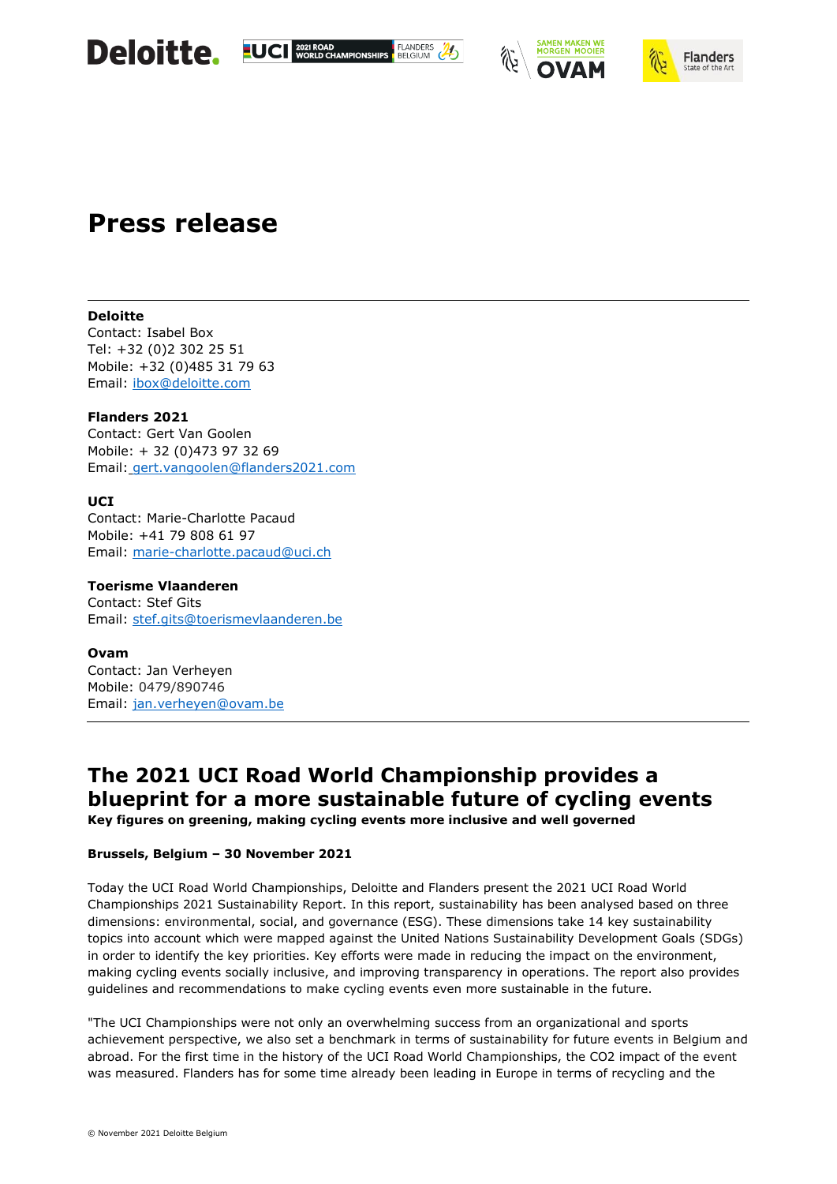# Press release

**Deloitte**
Contact: Isabel Box
Tel: +32 (0)2 302 25 51
Mobile: +32 (0)485 31 79 63
Email: ibox@deloitte.com

**Flanders 2021**
Contact: Gert Van Goolen
Mobile: + 32 (0)473 97 32 69
Email: gert.vangoolen@flanders2021.com

**UCI**
Contact: Marie-Charlotte Pacaud
Mobile: +41 79 808 61 97
Email: marie-charlotte.pacaud@uci.ch

**Toerisme Vlaanderen**
Contact: Stef Gits
Email: stef.gits@toerismevlaanderen.be

**Ovam**
Contact: Jan Verheyen
Mobile: 0479/890746
Email: jan.verheyen@ovam.be

---

## The 2021 UCI Road World Championship provides a blueprint for a more sustainable future of cycling events

**Key figures on greening, making cycling events more inclusive and well governed**

**Brussels, Belgium – 30 November 2021**

Today the UCI Road World Championships, Deloitte and Flanders present the 2021 UCI Road World Championships 2021 Sustainability Report. In this report, sustainability has been analysed based on three dimensions: environmental, social, and governance (ESG). These dimensions take 14 key sustainability topics into account which were mapped against the United Nations Sustainability Development Goals (SDGs) in order to identify the key priorities. Key efforts were made in reducing the impact on the environment, making cycling events socially inclusive, and improving transparency in operations. The report also provides guidelines and recommendations to make cycling events even more sustainable in the future.

"The UCI Championships were not only an overwhelming success from an organizational and sports achievement perspective, we also set a benchmark in terms of sustainability for future events in Belgium and abroad. For the first time in the history of the UCI Road World Championships, the CO2 impact of the event was measured. Flanders has for some time already been leading in Europe in terms of recycling and the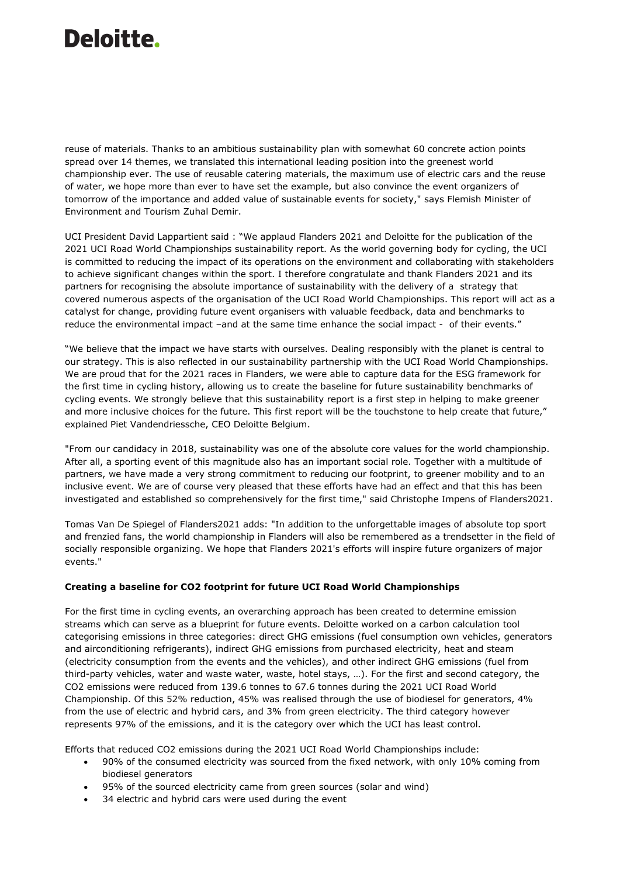reuse of materials. Thanks to an ambitious sustainability plan with somewhat 60 concrete action points spread over 14 themes, we translated this international leading position into the greenest world championship ever. The use of reusable catering materials, the maximum use of electric cars and the reuse of water, we hope more than ever to have set the example, but also convince the event organizers of tomorrow of the importance and added value of sustainable events for society," says Flemish Minister of Environment and Tourism Zuhal Demir.

UCI President David Lappartient said : "We applaud Flanders 2021 and Deloitte for the publication of the 2021 UCI Road World Championships sustainability report. As the world governing body for cycling, the UCI is committed to reducing the impact of its operations on the environment and collaborating with stakeholders to achieve significant changes within the sport. I therefore congratulate and thank Flanders 2021 and its partners for recognising the absolute importance of sustainability with the delivery of a strategy that covered numerous aspects of the organisation of the UCI Road World Championships. This report will act as a catalyst for change, providing future event organisers with valuable feedback, data and benchmarks to reduce the environmental impact –and at the same time enhance the social impact - of their events."

"We believe that the impact we have starts with ourselves. Dealing responsibly with the planet is central to our strategy. This is also reflected in our sustainability partnership with the UCI Road World Championships. We are proud that for the 2021 races in Flanders, we were able to capture data for the ESG framework for the first time in cycling history, allowing us to create the baseline for future sustainability benchmarks of cycling events. We strongly believe that this sustainability report is a first step in helping to make greener and more inclusive choices for the future. This first report will be the touchstone to help create that future," explained Piet Vandendriessche, CEO Deloitte Belgium.

"From our candidacy in 2018, sustainability was one of the absolute core values for the world championship. After all, a sporting event of this magnitude also has an important social role. Together with a multitude of partners, we have made a very strong commitment to reducing our footprint, to greener mobility and to an inclusive event. We are of course very pleased that these efforts have had an effect and that this has been investigated and established so comprehensively for the first time," said Christophe Impens of Flanders2021.

Tomas Van De Spiegel of Flanders2021 adds: "In addition to the unforgettable images of absolute top sport and frenzied fans, the world championship in Flanders will also be remembered as a trendsetter in the field of socially responsible organizing. We hope that Flanders 2021's efforts will inspire future organizers of major events."

**Creating a baseline for CO2 footprint for future UCI Road World Championships**

For the first time in cycling events, an overarching approach has been created to determine emission streams which can serve as a blueprint for future events. Deloitte worked on a carbon calculation tool categorising emissions in three categories: direct GHG emissions (fuel consumption own vehicles, generators and airconditioning refrigerants), indirect GHG emissions from purchased electricity, heat and steam (electricity consumption from the events and the vehicles), and other indirect GHG emissions (fuel from third-party vehicles, water and waste water, waste, hotel stays, …). For the first and second category, the CO2 emissions were reduced from 139.6 tonnes to 67.6 tonnes during the 2021 UCI Road World Championship. Of this 52% reduction, 45% was realised through the use of biodiesel for generators, 4% from the use of electric and hybrid cars, and 3% from green electricity. The third category however represents 97% of the emissions, and it is the category over which the UCI has least control.

Efforts that reduced CO2 emissions during the 2021 UCI Road World Championships include:

- 90% of the consumed electricity was sourced from the fixed network, with only 10% coming from biodiesel generators
- 95% of the sourced electricity came from green sources (solar and wind)
- 34 electric and hybrid cars were used during the event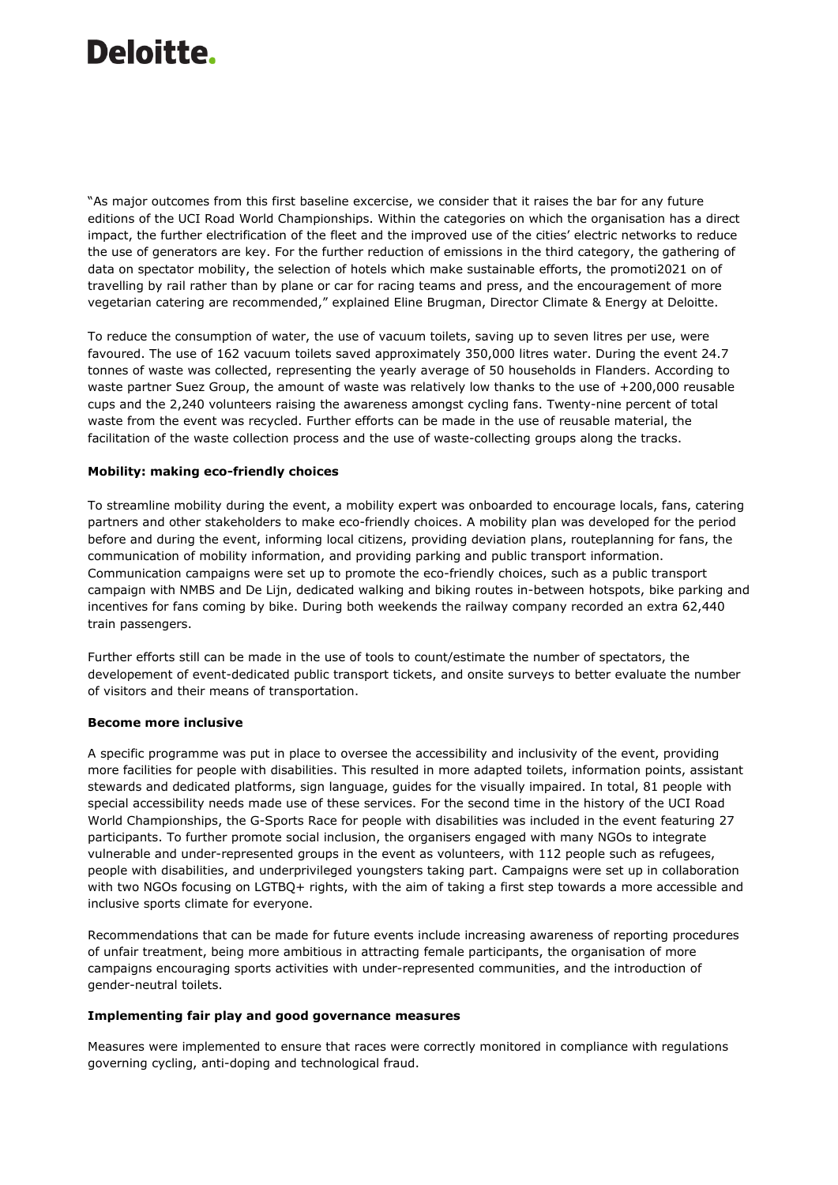"As major outcomes from this first baseline excercise, we consider that it raises the bar for any future editions of the UCI Road World Championships. Within the categories on which the organisation has a direct impact, the further electrification of the fleet and the improved use of the cities' electric networks to reduce the use of generators are key. For the further reduction of emissions in the third category, the gathering of data on spectator mobility, the selection of hotels which make sustainable efforts, the promoti2021 on of travelling by rail rather than by plane or car for racing teams and press, and the encouragement of more vegetarian catering are recommended," explained Eline Brugman, Director Climate & Energy at Deloitte.

To reduce the consumption of water, the use of vacuum toilets, saving up to seven litres per use, were favoured. The use of 162 vacuum toilets saved approximately 350,000 litres water. During the event 24.7 tonnes of waste was collected, representing the yearly average of 50 households in Flanders. According to waste partner Suez Group, the amount of waste was relatively low thanks to the use of +200,000 reusable cups and the 2,240 volunteers raising the awareness amongst cycling fans. Twenty-nine percent of total waste from the event was recycled. Further efforts can be made in the use of reusable material, the facilitation of the waste collection process and the use of waste-collecting groups along the tracks.

**Mobility: making eco-friendly choices**

To streamline mobility during the event, a mobility expert was onboarded to encourage locals, fans, catering partners and other stakeholders to make eco-friendly choices. A mobility plan was developed for the period before and during the event, informing local citizens, providing deviation plans, routeplanning for fans, the communication of mobility information, and providing parking and public transport information. Communication campaigns were set up to promote the eco-friendly choices, such as a public transport campaign with NMBS and De Lijn, dedicated walking and biking routes in-between hotspots, bike parking and incentives for fans coming by bike. During both weekends the railway company recorded an extra 62,440 train passengers.

Further efforts still can be made in the use of tools to count/estimate the number of spectators, the developement of event-dedicated public transport tickets, and onsite surveys to better evaluate the number of visitors and their means of transportation.

**Become more inclusive**

A specific programme was put in place to oversee the accessibility and inclusivity of the event, providing more facilities for people with disabilities. This resulted in more adapted toilets, information points, assistant stewards and dedicated platforms, sign language, guides for the visually impaired. In total, 81 people with special accessibility needs made use of these services. For the second time in the history of the UCI Road World Championships, the G-Sports Race for people with disabilities was included in the event featuring 27 participants. To further promote social inclusion, the organisers engaged with many NGOs to integrate vulnerable and under-represented groups in the event as volunteers, with 112 people such as refugees, people with disabilities, and underprivileged youngsters taking part. Campaigns were set up in collaboration with two NGOs focusing on LGTBQ+ rights, with the aim of taking a first step towards a more accessible and inclusive sports climate for everyone.

Recommendations that can be made for future events include increasing awareness of reporting procedures of unfair treatment, being more ambitious in attracting female participants, the organisation of more campaigns encouraging sports activities with under-represented communities, and the introduction of gender-neutral toilets.

**Implementing fair play and good governance measures**

Measures were implemented to ensure that races were correctly monitored in compliance with regulations governing cycling, anti-doping and technological fraud.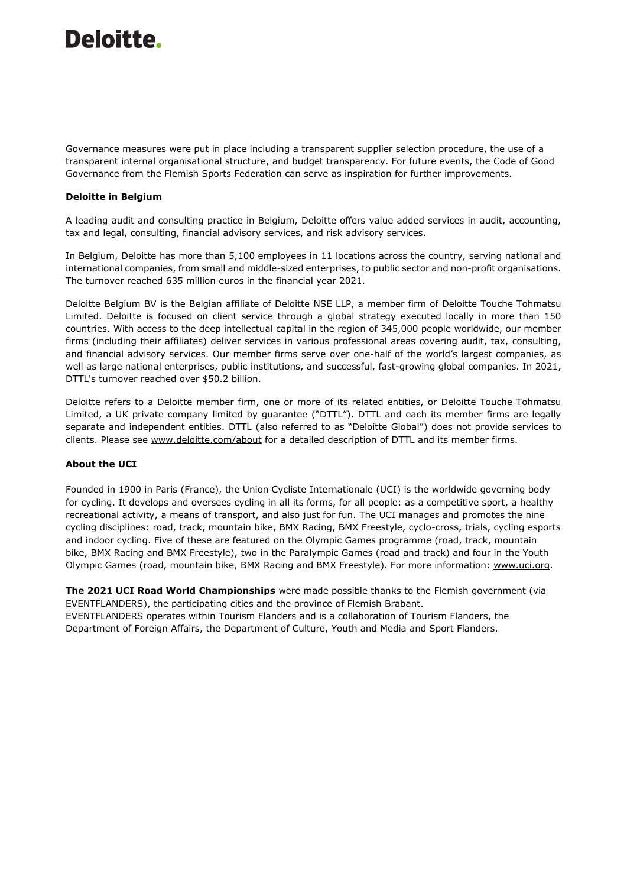Governance measures were put in place including a transparent supplier selection procedure, the use of a transparent internal organisational structure, and budget transparency. For future events, the Code of Good Governance from the Flemish Sports Federation can serve as inspiration for further improvements.

**Deloitte in Belgium**

A leading audit and consulting practice in Belgium, Deloitte offers value added services in audit, accounting, tax and legal, consulting, financial advisory services, and risk advisory services.

In Belgium, Deloitte has more than 5,100 employees in 11 locations across the country, serving national and international companies, from small and middle-sized enterprises, to public sector and non-profit organisations. The turnover reached 635 million euros in the financial year 2021.

Deloitte Belgium BV is the Belgian affiliate of Deloitte NSE LLP, a member firm of Deloitte Touche Tohmatsu Limited. Deloitte is focused on client service through a global strategy executed locally in more than 150 countries. With access to the deep intellectual capital in the region of 345,000 people worldwide, our member firms (including their affiliates) deliver services in various professional areas covering audit, tax, consulting, and financial advisory services. Our member firms serve over one-half of the world's largest companies, as well as large national enterprises, public institutions, and successful, fast-growing global companies. In 2021, DTTL's turnover reached over $50.2 billion.

Deloitte refers to a Deloitte member firm, one or more of its related entities, or Deloitte Touche Tohmatsu Limited, a UK private company limited by guarantee ("DTTL"). DTTL and each its member firms are legally separate and independent entities. DTTL (also referred to as "Deloitte Global") does not provide services to clients. Please see www.deloitte.com/about for a detailed description of DTTL and its member firms.

**About the UCI**

Founded in 1900 in Paris (France), the Union Cycliste Internationale (UCI) is the worldwide governing body for cycling. It develops and oversees cycling in all its forms, for all people: as a competitive sport, a healthy recreational activity, a means of transport, and also just for fun. The UCI manages and promotes the nine cycling disciplines: road, track, mountain bike, BMX Racing, BMX Freestyle, cyclo-cross, trials, cycling esports and indoor cycling. Five of these are featured on the Olympic Games programme (road, track, mountain bike, BMX Racing and BMX Freestyle), two in the Paralympic Games (road and track) and four in the Youth Olympic Games (road, mountain bike, BMX Racing and BMX Freestyle). For more information: www.uci.org.

**The 2021 UCI Road World Championships** were made possible thanks to the Flemish government (via EVENTFLANDERS), the participating cities and the province of Flemish Brabant.
EVENTFLANDERS operates within Tourism Flanders and is a collaboration of Tourism Flanders, the Department of Foreign Affairs, the Department of Culture, Youth and Media and Sport Flanders.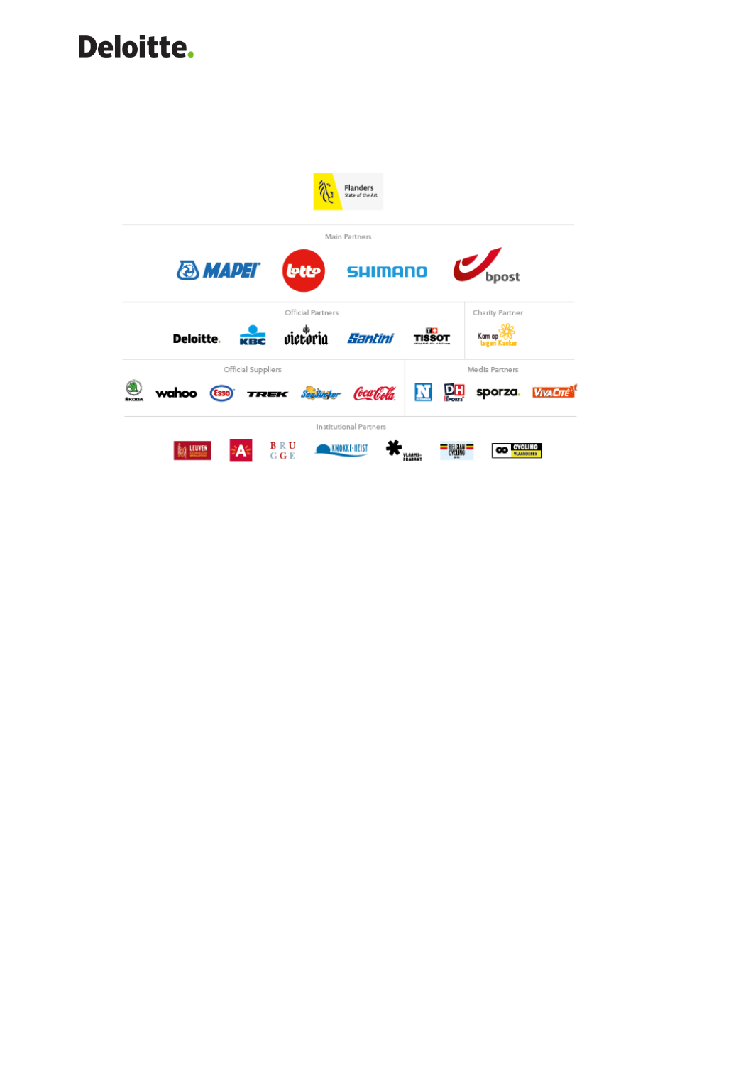Main Partners

Official Partners

Charity Partner

Official Suppliers

Media Partners

Institutional Partners